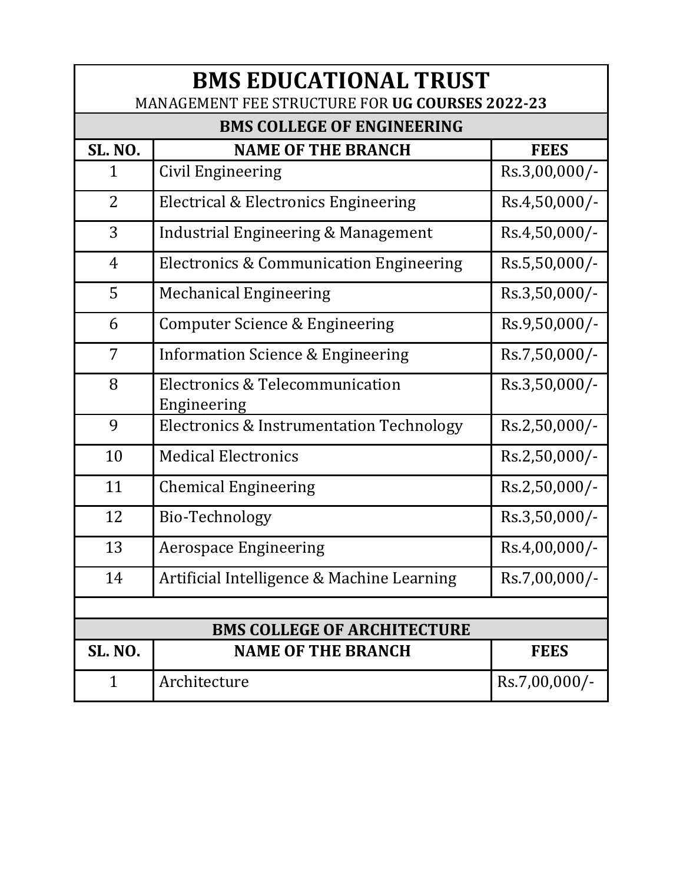# BMS EDUCATIONAL TRUST

MANAGEMENT FEE STRUCTURE FOR **UG COURSES 2022-23**

## BMS COLLEGE OF ENGINEERING

| SL. NO. | NAME OF THE BRANCH | FEES |
|---|---|---|
| 1 | Civil Engineering | Rs.3,00,000/- |
| 2 | Electrical & Electronics Engineering | Rs.4,50,000/- |
| 3 | Industrial Engineering & Management | Rs.4,50,000/- |
| 4 | Electronics & Communication Engineering | Rs.5,50,000/- |
| 5 | Mechanical Engineering | Rs.3,50,000/- |
| 6 | Computer Science & Engineering | Rs.9,50,000/- |
| 7 | Information Science & Engineering | Rs.7,50,000/- |
| 8 | Electronics & Telecommunication Engineering | Rs.3,50,000/- |
| 9 | Electronics & Instrumentation Technology | Rs.2,50,000/- |
| 10 | Medical Electronics | Rs.2,50,000/- |
| 11 | Chemical Engineering | Rs.2,50,000/- |
| 12 | Bio-Technology | Rs.3,50,000/- |
| 13 | Aerospace Engineering | Rs.4,00,000/- |
| 14 | Artificial Intelligence & Machine Learning | Rs.7,00,000/- |

## BMS COLLEGE OF ARCHITECTURE

| SL. NO. | NAME OF THE BRANCH | FEES |
|---|---|---|
| 1 | Architecture | Rs.7,00,000/- |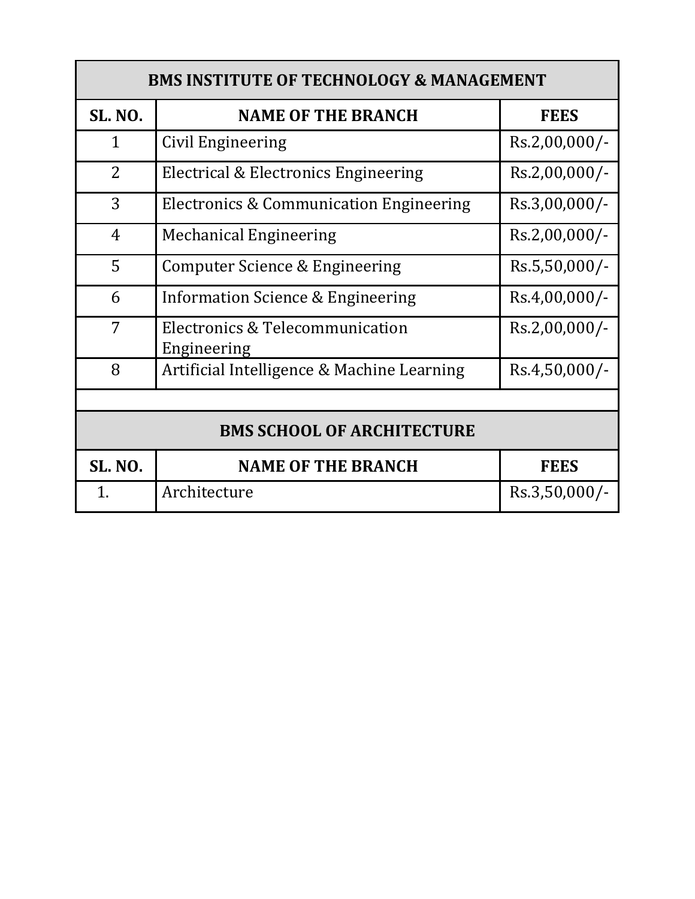| BMS INSTITUTE OF TECHNOLOGY & MANAGEMENT | | |
|---|---|---|
| **SL. NO.** | **NAME OF THE BRANCH** | **FEES** |
| 1 | Civil Engineering | Rs.2,00,000/- |
| 2 | Electrical & Electronics Engineering | Rs.2,00,000/- |
| 3 | Electronics & Communication Engineering | Rs.3,00,000/- |
| 4 | Mechanical Engineering | Rs.2,00,000/- |
| 5 | Computer Science & Engineering | Rs.5,50,000/- |
| 6 | Information Science & Engineering | Rs.4,00,000/- |
| 7 | Electronics & Telecommunication Engineering | Rs.2,00,000/- |
| 8 | Artificial Intelligence & Machine Learning | Rs.4,50,000/- |

| BMS SCHOOL OF ARCHITECTURE | | |
|---|---|---|
| **SL. NO.** | **NAME OF THE BRANCH** | **FEES** |
| 1. | Architecture | Rs.3,50,000/- |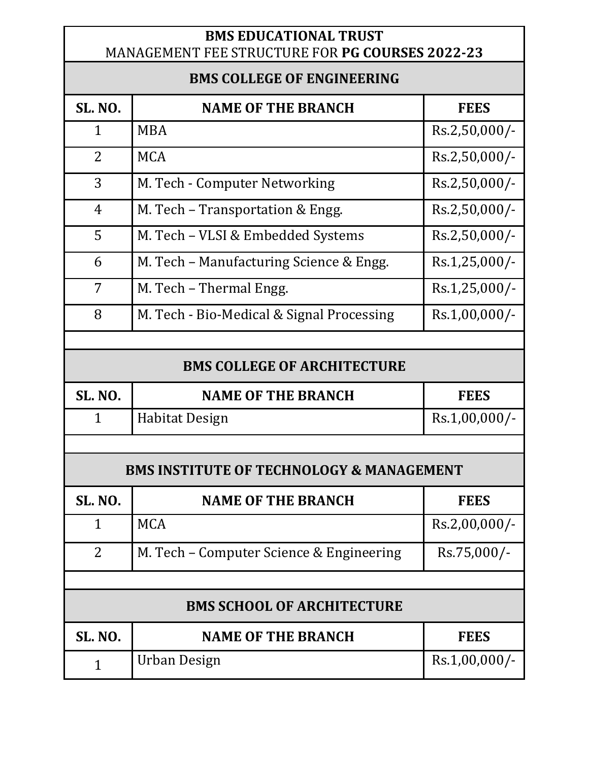**BMS EDUCATIONAL TRUST**
MANAGEMENT FEE STRUCTURE FOR **PG COURSES 2022-23**

## BMS COLLEGE OF ENGINEERING

| SL. NO. | NAME OF THE BRANCH | FEES |
|---|---|---|
| 1 | MBA | Rs.2,50,000/- |
| 2 | MCA | Rs.2,50,000/- |
| 3 | M. Tech - Computer Networking | Rs.2,50,000/- |
| 4 | M. Tech – Transportation & Engg. | Rs.2,50,000/- |
| 5 | M. Tech – VLSI & Embedded Systems | Rs.2,50,000/- |
| 6 | M. Tech – Manufacturing Science & Engg. | Rs.1,25,000/- |
| 7 | M. Tech – Thermal Engg. | Rs.1,25,000/- |
| 8 | M. Tech - Bio-Medical & Signal Processing | Rs.1,00,000/- |

## BMS COLLEGE OF ARCHITECTURE

| SL. NO. | NAME OF THE BRANCH | FEES |
|---|---|---|
| 1 | Habitat Design | Rs.1,00,000/- |

## BMS INSTITUTE OF TECHNOLOGY & MANAGEMENT

| SL. NO. | NAME OF THE BRANCH | FEES |
|---|---|---|
| 1 | MCA | Rs.2,00,000/- |
| 2 | M. Tech – Computer Science & Engineering | Rs.75,000/- |

## BMS SCHOOL OF ARCHITECTURE

| SL. NO. | NAME OF THE BRANCH | FEES |
|---|---|---|
| 1 | Urban Design | Rs.1,00,000/- |